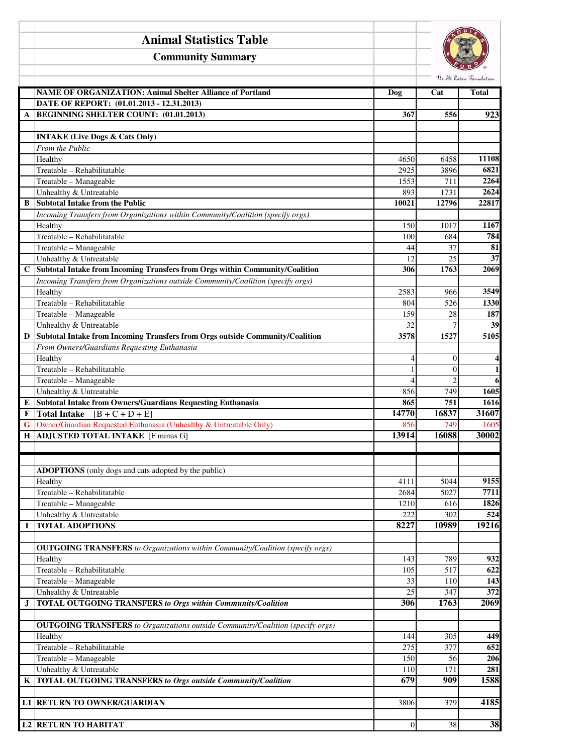# Animal Statistics Table

## Community Summary

| | NAME OF ORGANIZATION: Animal Shelter Alliance of Portland | Dog | Cat | Total |
|---|---|---|---|---|
| | DATE OF REPORT: (01.01.2013 - 12.31.2013) | | | |
| A | BEGINNING SHELTER COUNT: (01.01.2013) | 367 | 556 | 923 |
| | | | | |
| | **INTAKE (Live Dogs & Cats Only)** | | | |
| | *From the Public* | | | |
| | Healthy | 4650 | 6458 | 11108 |
| | Treatable – Rehabilitatable | 2925 | 3896 | 6821 |
| | Treatable – Manageable | 1553 | 711 | 2264 |
| | Unhealthy & Untreatable | 893 | 1731 | 2624 |
| B | **Subtotal Intake from the Public** | 10021 | 12796 | 22817 |
| | *Incoming Transfers from Organizations within Community/Coalition (specify orgs)* | | | |
| | Healthy | 150 | 1017 | 1167 |
| | Treatable – Rehabilitatable | 100 | 684 | 784 |
| | Treatable – Manageable | 44 | 37 | 81 |
| | Unhealthy & Untreatable | 12 | 25 | 37 |
| C | **Subtotal Intake from Incoming Transfers from Orgs within Community/Coalition** | 306 | 1763 | 2069 |
| | *Incoming Transfers from Organizations outside Community/Coalition (specify orgs)* | | | |
| | Healthy | 2583 | 966 | 3549 |
| | Treatable – Rehabilitatable | 804 | 526 | 1330 |
| | Treatable – Manageable | 159 | 28 | 187 |
| | Unhealthy & Untreatable | 32 | 7 | 39 |
| D | **Subtotal Intake from Incoming Transfers from Orgs outside Community/Coalition** | 3578 | 1527 | 5105 |
| | *From Owners/Guardians Requesting Euthanasia* | | | |
| | Healthy | 4 | 0 | 4 |
| | Treatable – Rehabilitatable | 1 | 0 | 1 |
| | Treatable – Manageable | 4 | 2 | 6 |
| | Unhealthy & Untreatable | 856 | 749 | 1605 |
| E | **Subtotal Intake from Owners/Guardians Requesting Euthanasia** | 865 | 751 | 1616 |
| F | **Total Intake** [B + C + D + E] | 14770 | 16837 | 31607 |
| G | Owner/Guardian Requested Euthanasia (Unhealthy & Untreatable Only) | 856 | 749 | 1605 |
| H | **ADJUSTED TOTAL INTAKE** [F minus G] | 13914 | 16088 | 30002 |
| | | | | |
| | **ADOPTIONS** (only dogs and cats adopted by the public) | | | |
| | Healthy | 4111 | 5044 | 9155 |
| | Treatable – Rehabilitatable | 2684 | 5027 | 7711 |
| | Treatable – Manageable | 1210 | 616 | 1826 |
| | Unhealthy & Untreatable | 222 | 302 | 524 |
| I | **TOTAL ADOPTIONS** | 8227 | 10989 | 19216 |
| | | | | |
| | **OUTGOING TRANSFERS** *to Organizations within Community/Coalition (specify orgs)* | | | |
| | Healthy | 143 | 789 | 932 |
| | Treatable – Rehabilitatable | 105 | 517 | 622 |
| | Treatable – Manageable | 33 | 110 | 143 |
| | Unhealthy & Untreatable | 25 | 347 | 372 |
| J | **TOTAL OUTGOING TRANSFERS** ***to Orgs within Community/Coalition*** | 306 | 1763 | 2069 |
| | | | | |
| | **OUTGOING TRANSFERS** *to Organizations outside Community/Coalition (specify orgs)* | | | |
| | Healthy | 144 | 305 | 449 |
| | Treatable – Rehabilitatable | 275 | 377 | 652 |
| | Treatable – Manageable | 150 | 56 | 206 |
| | Unhealthy & Untreatable | 110 | 171 | 281 |
| K | **TOTAL OUTGOING TRANSFERS** ***to Orgs outside Community/Coalition*** | 679 | 909 | 1588 |
| | | | | |
| L1 | **RETURN TO OWNER/GUARDIAN** | 3806 | 379 | 4185 |
| | | | | |
| L2 | **RETURN TO HABITAT** | 0 | 38 | 38 |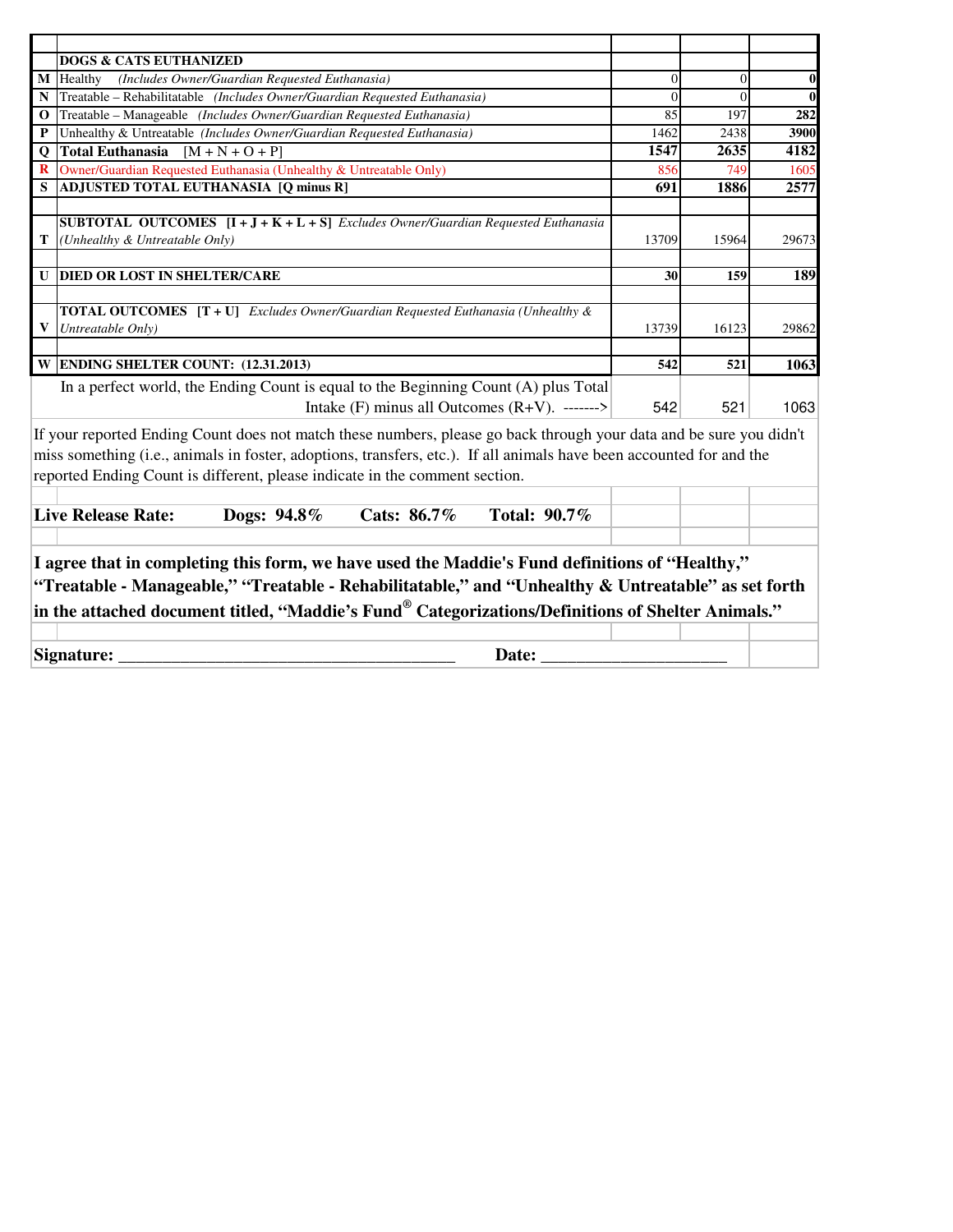| | | | | |
|---|---|---|---|---|
| | | | | |
| | **DOGS & CATS EUTHANIZED** | | | |
| **M** | Healthy *(Includes Owner/Guardian Requested Euthanasia)* | 0 | 0 | **0** |
| **N** | Treatable – Rehabilitatable *(Includes Owner/Guardian Requested Euthanasia)* | 0 | 0 | **0** |
| **O** | Treatable – Manageable *(Includes Owner/Guardian Requested Euthanasia)* | 85 | 197 | **282** |
| **P** | Unhealthy & Untreatable *(Includes Owner/Guardian Requested Euthanasia)* | 1462 | 2438 | **3900** |
| **Q** | **Total Euthanasia** [M + N + O + P] | **1547** | **2635** | **4182** |
| **R** | Owner/Guardian Requested Euthanasia (Unhealthy & Untreatable Only) | 856 | 749 | 1605 |
| **S** | **ADJUSTED TOTAL EUTHANASIA [Q minus R]** | **691** | **1886** | **2577** |
| | | | | |
| **T** | **SUBTOTAL OUTCOMES [I + J + K + L + S]** *Excludes Owner/Guardian Requested Euthanasia (Unhealthy & Untreatable Only)* | 13709 | 15964 | 29673 |
| | | | | |
| **U** | **DIED OR LOST IN SHELTER/CARE** | **30** | **159** | **189** |
| | | | | |
| **V** | **TOTAL OUTCOMES [T + U]** *Excludes Owner/Guardian Requested Euthanasia (Unhealthy & Untreatable Only)* | 13739 | 16123 | 29862 |
| | | | | |
| **W** | **ENDING SHELTER COUNT: (12.31.2013)** | **542** | **521** | **1063** |
| | In a perfect world, the Ending Count is equal to the Beginning Count (A) plus Total Intake (F) minus all Outcomes (R+V). -------> | 542 | 521 | 1063 |

If your reported Ending Count does not match these numbers, please go back through your data and be sure you didn't miss something (i.e., animals in foster, adoptions, transfers, etc.). If all animals have been accounted for and the reported Ending Count is different, please indicate in the comment section.

**Live Release Rate:** **Dogs: 94.8%** **Cats: 86.7%** **Total: 90.7%**

**I agree that in completing this form, we have used the Maddie's Fund definitions of "Healthy," "Treatable - Manageable," "Treatable - Rehabilitatable," and "Unhealthy & Untreatable" as set forth in the attached document titled, "Maddie's Fund® Categorizations/Definitions of Shelter Animals."**

**Signature:** ______________________________________ **Date:** ____________________